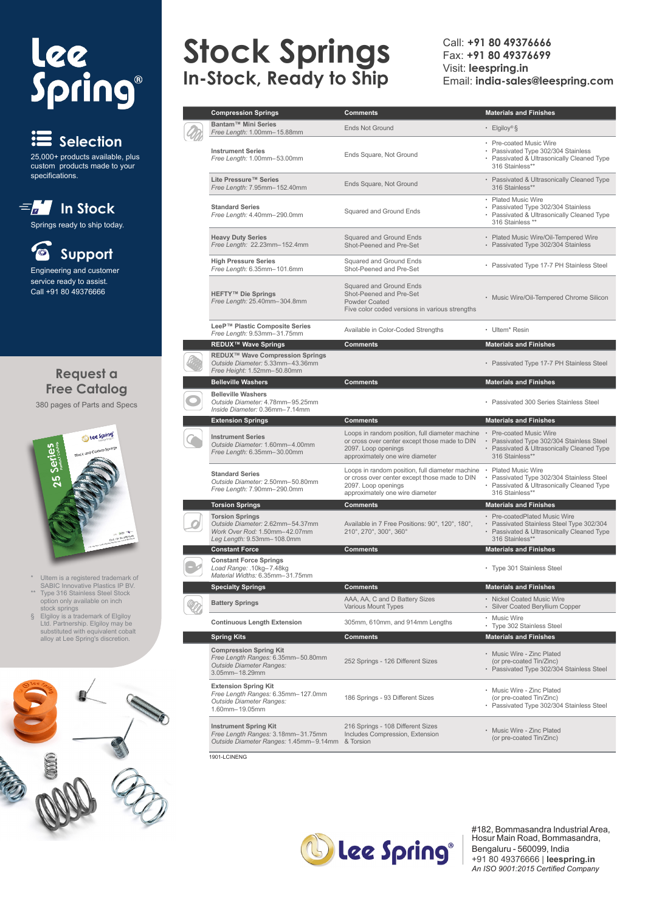# Lee Spring

## Selection

25,000+ products available, plus custom products made to your specifications.

## In Stock

Springs ready to ship today.

## Support

Engineering and customer service ready to assist. Call +91 80 49376666

# Stock Springs

## In-Stock, Ready to Ship

Call: **+91 80 49376666**
Fax: **+91 80 49376699**
Visit: **leespring.in**
Email: **india-sales@leespring.com**

| Compression Springs | Comments | Materials and Finishes |
|---|---|---|
| **Bantam™ Mini Series** *Free Length:* 1.00mm–15.88mm | Ends Not Ground | • Elgiloy® § |
| **Instrument Series** *Free Length:* 1.00mm–53.00mm | Ends Square, Not Ground | • Pre-coated Music Wire • Passivated Type 302/304 Stainless • Passivated & Ultrasonically Cleaned Type 316 Stainless** |
| **Lite Pressure™ Series** *Free Length:* 7.95mm–152.40mm | Ends Square, Not Ground | • Passivated & Ultrasonically Cleaned Type 316 Stainless** |
| **Standard Series** *Free Length:* 4.40mm–290.0mm | Squared and Ground Ends | • Plated Music Wire • Passivated Type 302/304 Stainless • Passivated & Ultrasonically Cleaned Type 316 Stainless ** |
| **Heavy Duty Series** *Free Length:* 22.23mm–152.4mm | Squared and Ground Ends Shot-Peened and Pre-Set | • Plated Music Wire/Oil-Tempered Wire • Passivated Type 302/304 Stainless |
| **High Pressure Series** *Free Length:* 6.35mm–101.6mm | Squared and Ground Ends Shot-Peened and Pre-Set | • Passivated Type 17-7 PH Stainless Steel |
| **HEFTY™ Die Springs** *Free Length:* 25.40mm–304.8mm | Squared and Ground Ends Shot-Peened and Pre-Set Powder Coated Five color coded versions in various strengths | • Music Wire/Oil-Tempered Chrome Silicon |
| **LeeP™ Plastic Composite Series** *Free Length:* 9.53mm–31.75mm | Available in Color-Coded Strengths | • Ultem* Resin |

| REDUX™ Wave Springs | Comments | Materials and Finishes |
|---|---|---|
| **REDUX™ Wave Compression Springs** *Outside Diameter:* 5.33mm–43.36mm *Free Height:* 1.52mm–50.80mm | | • Passivated Type 17-7 PH Stainless Steel |

| Belleville Washers | Comments | Materials and Finishes |
|---|---|---|
| **Belleville Washers** *Outside Diameter:* 4.78mm–95.25mm *Inside Diameter:* 0.36mm–7.14mm | | • Passivated 300 Series Stainless Steel |

| Extension Springs | Comments | Materials and Finishes |
|---|---|---|
| **Instrument Series** *Outside Diameter:* 1.60mm–4.00mm *Free Length:* 6.35mm–30.00mm | Loops in random position, full diameter machine or cross over center except those made to DIN 2097. Loop openings approximately one wire diameter | • Pre-coated Music Wire • Passivated Type 302/304 Stainless Steel • Passivated & Ultrasonically Cleaned Type 316 Stainless** |
| **Standard Series** *Outside Diameter:* 2.50mm–50.80mm *Free Length:* 7.90mm–290.0mm | Loops in random position, full diameter machine or cross over center except those made to DIN 2097. Loop openings approximately one wire diameter | • Plated Music Wire • Passivated Type 302/304 Stainless Steel • Passivated & Ultrasonically Cleaned Type 316 Stainless** |

| Torsion Springs | Comments | Materials and Finishes |
|---|---|---|
| **Torsion Springs** *Outside Diameter:* 2.62mm–54.37mm *Work Over Rod:* 1.50mm–42.07mm *Leg Length:* 9.53mm–108.0mm | Available in 7 Free Positions: 90°, 120°, 180°, 210°, 270°, 300°, 360° | • Pre-coatedPlated Music Wire • Passivated Stainless Steel Type 302/304 • Passivated & Ultrasonically Cleaned Type 316 Stainless** |

| Constant Force | Comments | Materials and Finishes |
|---|---|---|
| **Constant Force Springs** *Load Range:* .10kg–7.48kg *Material Widths:* 6.35mm–31.75mm | | • Type 301 Stainless Steel |

| Specialty Springs | Comments | Materials and Finishes |
|---|---|---|
| **Battery Springs** | AAA, AA, C and D Battery Sizes Various Mount Types | • Nickel Coated Music Wire • Silver Coated Beryllium Copper |
| **Continuous Length Extension** | 305mm, 610mm, and 914mm Lengths | • Music Wire • Type 302 Stainless Steel |

| Spring Kits | Comments | Materials and Finishes |
|---|---|---|
| **Compression Spring Kit** *Free Length Ranges:* 6.35mm–50.80mm *Outside Diameter Ranges:* 3.05mm–18.29mm | 252 Springs - 126 Different Sizes | • Music Wire - Zinc Plated (or pre-coated Tin/Zinc) • Passivated Type 302/304 Stainless Steel |
| **Extension Spring Kit** *Free Length Ranges:* 6.35mm–127.0mm *Outside Diameter Ranges:* 1.60mm–19.05mm | 186 Springs - 93 Different Sizes | • Music Wire - Zinc Plated (or pre-coated Tin/Zinc) • Passivated Type 302/304 Stainless Steel |
| **Instrument Spring Kit** *Free Length Ranges:* 3.18mm–31.75mm *Outside Diameter Ranges:* 1.45mm–9.14mm | 216 Springs - 108 Different Sizes Includes Compression, Extension & Torsion | • Music Wire - Zinc Plated (or pre-coated Tin/Zinc) |

1901-LCINENG

## Request a Free Catalog

380 pages of Parts and Specs

\* Ultem is a registered trademark of SABIC Innovative Plastics IP BV.
\*\* Type 316 Stainless Steel Stock option only available on inch stock springs
§ Elgiloy is a trademark of Elgiloy Ltd. Partnership. Elgiloy may be substituted with equivalent cobalt alloy at Lee Spring's discretion.

Lee Spring®

#182, Bommasandra Industrial Area, Hosur Main Road, Bommasandra, Bengaluru - 560099, India
+91 80 49376666 | **leespring.in**
*An ISO 9001:2015 Certified Company*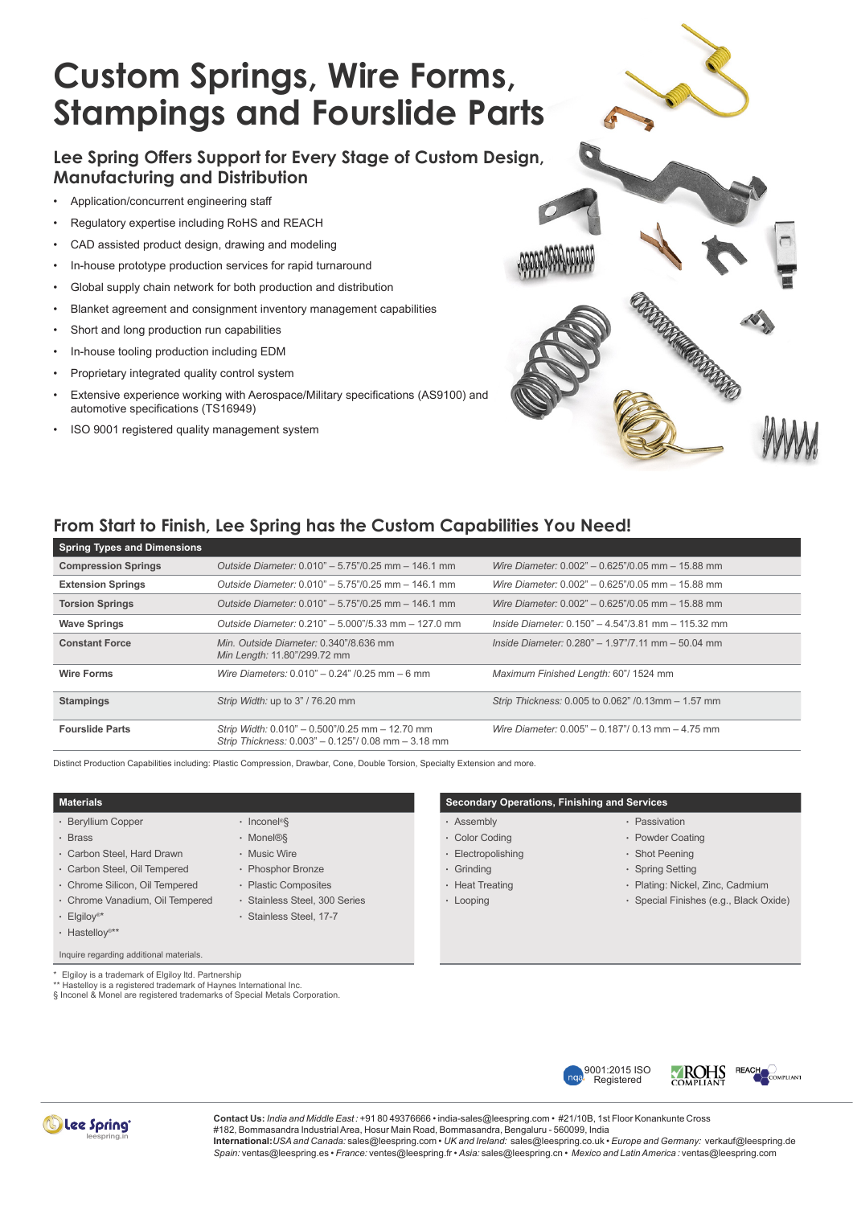# Custom Springs, Wire Forms, Stampings and Fourslide Parts

## Lee Spring Offers Support for Every Stage of Custom Design, Manufacturing and Distribution

- Application/concurrent engineering staff
- Regulatory expertise including RoHS and REACH
- CAD assisted product design, drawing and modeling
- In-house prototype production services for rapid turnaround
- Global supply chain network for both production and distribution
- Blanket agreement and consignment inventory management capabilities
- Short and long production run capabilities
- In-house tooling production including EDM
- Proprietary integrated quality control system
- Extensive experience working with Aerospace/Military specifications (AS9100) and automotive specifications (TS16949)
- ISO 9001 registered quality management system

## From Start to Finish, Lee Spring has the Custom Capabilities You Need!

| Spring Types and Dimensions | | |
|---|---|---|
| **Compression Springs** | *Outside Diameter:* 0.010" – 5.75"/0.25 mm – 146.1 mm | *Wire Diameter:* 0.002" – 0.625"/0.05 mm – 15.88 mm |
| **Extension Springs** | *Outside Diameter:* 0.010" – 5.75"/0.25 mm – 146.1 mm | *Wire Diameter:* 0.002" – 0.625"/0.05 mm – 15.88 mm |
| **Torsion Springs** | *Outside Diameter:* 0.010" – 5.75"/0.25 mm – 146.1 mm | *Wire Diameter:* 0.002" – 0.625"/0.05 mm – 15.88 mm |
| **Wave Springs** | *Outside Diameter:* 0.210" – 5.000"/5.33 mm – 127.0 mm | *Inside Diameter:* 0.150" – 4.54"/3.81 mm – 115.32 mm |
| **Constant Force** | *Min. Outside Diameter:* 0.340"/8.636 mm<br>*Min Length:* 11.80"/299.72 mm | *Inside Diameter:* 0.280" – 1.97"/7.11 mm – 50.04 mm |
| **Wire Forms** | *Wire Diameters:* 0.010" – 0.24" /0.25 mm – 6 mm | *Maximum Finished Length:* 60"/ 1524 mm |
| **Stampings** | *Strip Width:* up to 3" / 76.20 mm | *Strip Thickness:* 0.005 to 0.062" /0.13mm – 1.57 mm |
| **Fourslide Parts** | *Strip Width:* 0.010" – 0.500"/0.25 mm – 12.70 mm<br>*Strip Thickness:* 0.003" – 0.125"/ 0.08 mm – 3.18 mm | *Wire Diameter:* 0.005" – 0.187"/ 0.13 mm – 4.75 mm |

Distinct Production Capabilities including: Plastic Compression, Drawbar, Cone, Double Torsion, Specialty Extension and more.

### Materials

- Beryllium Copper
- Brass
- Carbon Steel, Hard Drawn
- Carbon Steel, Oil Tempered
- Chrome Silicon, Oil Tempered
- Chrome Vanadium, Oil Tempered
- Elgiloy®*
- Hastelloy®**
- Inconel®§
- Monel®§
- Music Wire
- Phosphor Bronze
- Plastic Composites
- Stainless Steel, 300 Series
- Stainless Steel, 17-7

Inquire regarding additional materials.

### Secondary Operations, Finishing and Services

- Assembly
- Color Coding
- Electropolishing
- Grinding
- Heat Treating
- Looping
- Passivation
- Powder Coating
- Shot Peening
- Spring Setting
- Plating: Nickel, Zinc, Cadmium
- Special Finishes (e.g., Black Oxide)

\* Elgiloy is a trademark of Elgiloy ltd. Partnership
** Hastelloy is a registered trademark of Haynes International Inc.
§ Inconel & Monel are registered trademarks of Special Metals Corporation.

9001:2015 ISO Registered

ROHS COMPLIANT

REACH COMPLIANT

Lee Spring
leespring.in

**Contact Us:** *India and Middle East :* +91 80 49376666 • india-sales@leespring.com • #21/10B, 1st Floor Konankunte Cross #182, Bommasandra Industrial Area, Hosur Main Road, Bommasandra, Bengaluru - 560099, India
**International:** *USA and Canada:* sales@leespring.com • *UK and Ireland:* sales@leespring.co.uk • *Europe and Germany:* verkauf@leespring.de
*Spain:* ventas@leespring.es • *France:* ventes@leespring.fr • *Asia:* sales@leespring.cn • *Mexico and Latin America :* ventas@leespring.com